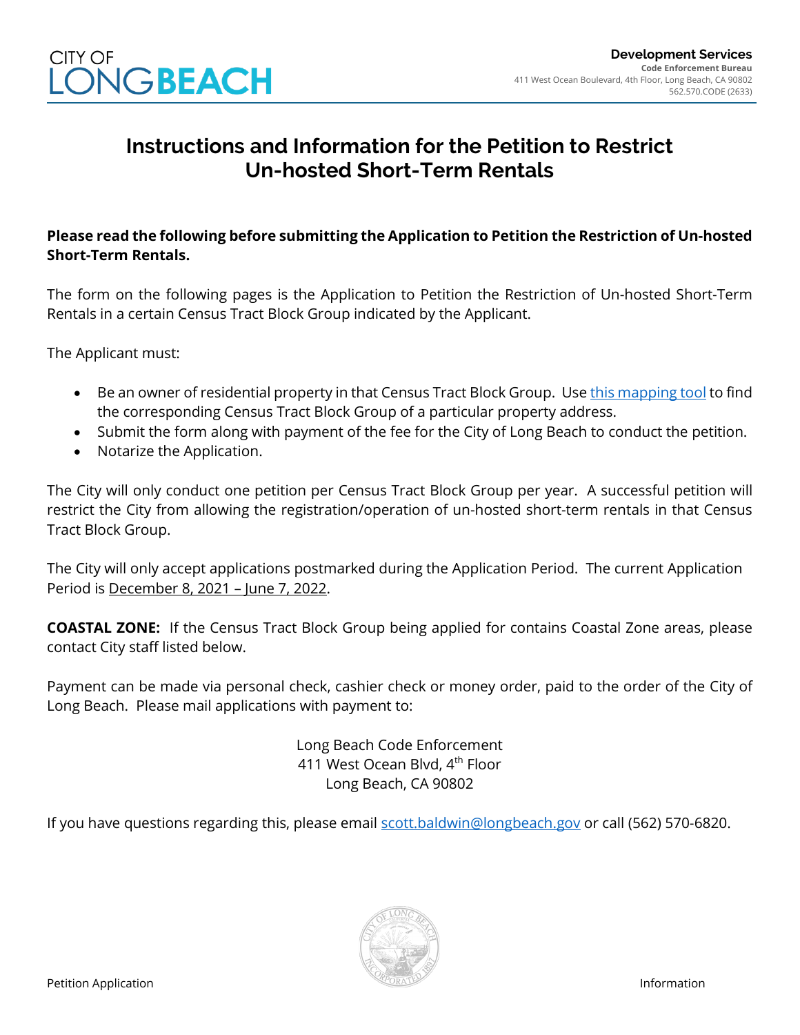CITY OF LONG BEACH

**Development Services**
**Code Enforcement Bureau**
411 West Ocean Boulevard, 4th Floor, Long Beach, CA 90802
562.570.CODE (2633)

# Instructions and Information for the Petition to Restrict Un-hosted Short-Term Rentals

**Please read the following before submitting the Application to Petition the Restriction of Un-hosted Short-Term Rentals.**

The form on the following pages is the Application to Petition the Restriction of Un-hosted Short-Term Rentals in a certain Census Tract Block Group indicated by the Applicant.

The Applicant must:

- Be an owner of residential property in that Census Tract Block Group. Use this mapping tool to find the corresponding Census Tract Block Group of a particular property address.
- Submit the form along with payment of the fee for the City of Long Beach to conduct the petition.
- Notarize the Application.

The City will only conduct one petition per Census Tract Block Group per year. A successful petition will restrict the City from allowing the registration/operation of un-hosted short-term rentals in that Census Tract Block Group.

The City will only accept applications postmarked during the Application Period. The current Application Period is December 8, 2021 – June 7, 2022.

**COASTAL ZONE:** If the Census Tract Block Group being applied for contains Coastal Zone areas, please contact City staff listed below.

Payment can be made via personal check, cashier check or money order, paid to the order of the City of Long Beach. Please mail applications with payment to:

Long Beach Code Enforcement
411 West Ocean Blvd, 4th Floor
Long Beach, CA 90802

If you have questions regarding this, please email scott.baldwin@longbeach.gov or call (562) 570-6820.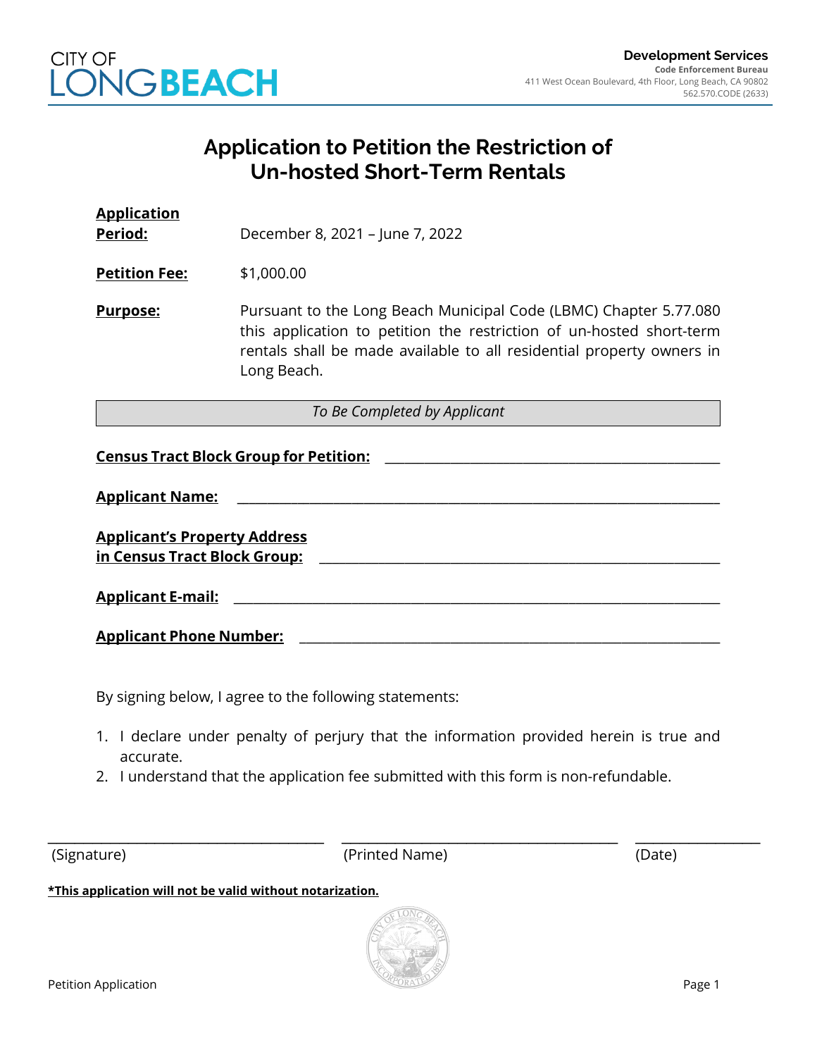CITY OF LONG BEACH

**Development Services**
**Code Enforcement Bureau**
411 West Ocean Boulevard, 4th Floor, Long Beach, CA 90802
562.570.CODE (2633)

# Application to Petition the Restriction of Un-hosted Short-Term Rentals

**Application Period:** December 8, 2021 – June 7, 2022

**Petition Fee:** $1,000.00

**Purpose:** Pursuant to the Long Beach Municipal Code (LBMC) Chapter 5.77.080 this application to petition the restriction of un-hosted short-term rentals shall be made available to all residential property owners in Long Beach.

*To Be Completed by Applicant*

**Census Tract Block Group for Petition:** ______________________________

**Applicant Name:** ______________________________

**Applicant's Property Address in Census Tract Block Group:** ______________________________

**Applicant E-mail:** ______________________________

**Applicant Phone Number:** ______________________________

By signing below, I agree to the following statements:

1. I declare under penalty of perjury that the information provided herein is true and accurate.
2. I understand that the application fee submitted with this form is non-refundable.

______________________ ______________________ ____________

(Signature) (Printed Name) (Date)

***This application will not be valid without notarization.**

Petition Application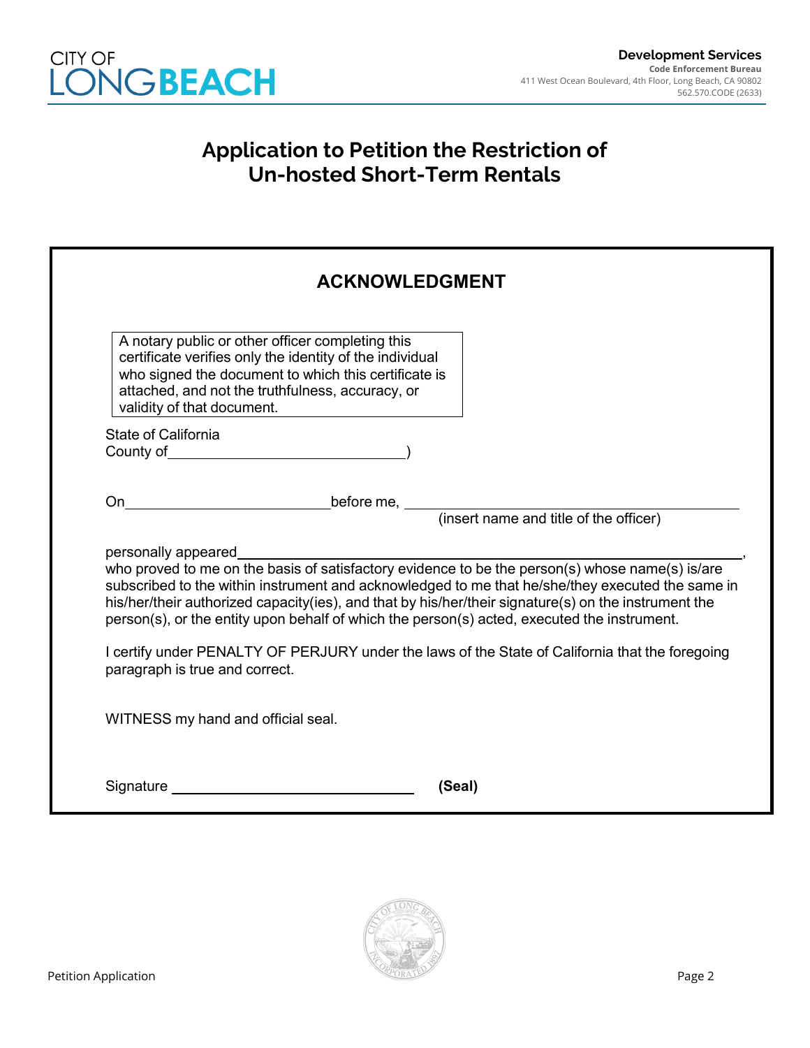CITY OF LONG BEACH

**Development Services**
**Code Enforcement Bureau**
411 West Ocean Boulevard, 4th Floor, Long Beach, CA 90802
562.570.CODE (2633)

# Application to Petition the Restriction of Un-hosted Short-Term Rentals

## ACKNOWLEDGMENT

A notary public or other officer completing this certificate verifies only the identity of the individual who signed the document to which this certificate is attached, and not the truthfulness, accuracy, or validity of that document.

State of California
County of ______________________________)

On __________________________ before me, ____________________________________________
(insert name and title of the officer)

personally appeared ____________________________________________________________,
who proved to me on the basis of satisfactory evidence to be the person(s) whose name(s) is/are subscribed to the within instrument and acknowledged to me that he/she/they executed the same in his/her/their authorized capacity(ies), and that by his/her/their signature(s) on the instrument the person(s), or the entity upon behalf of which the person(s) acted, executed the instrument.

I certify under PENALTY OF PERJURY under the laws of the State of California that the foregoing paragraph is true and correct.

WITNESS my hand and official seal.

Signature ________________________________ **(Seal)**

Petition Application